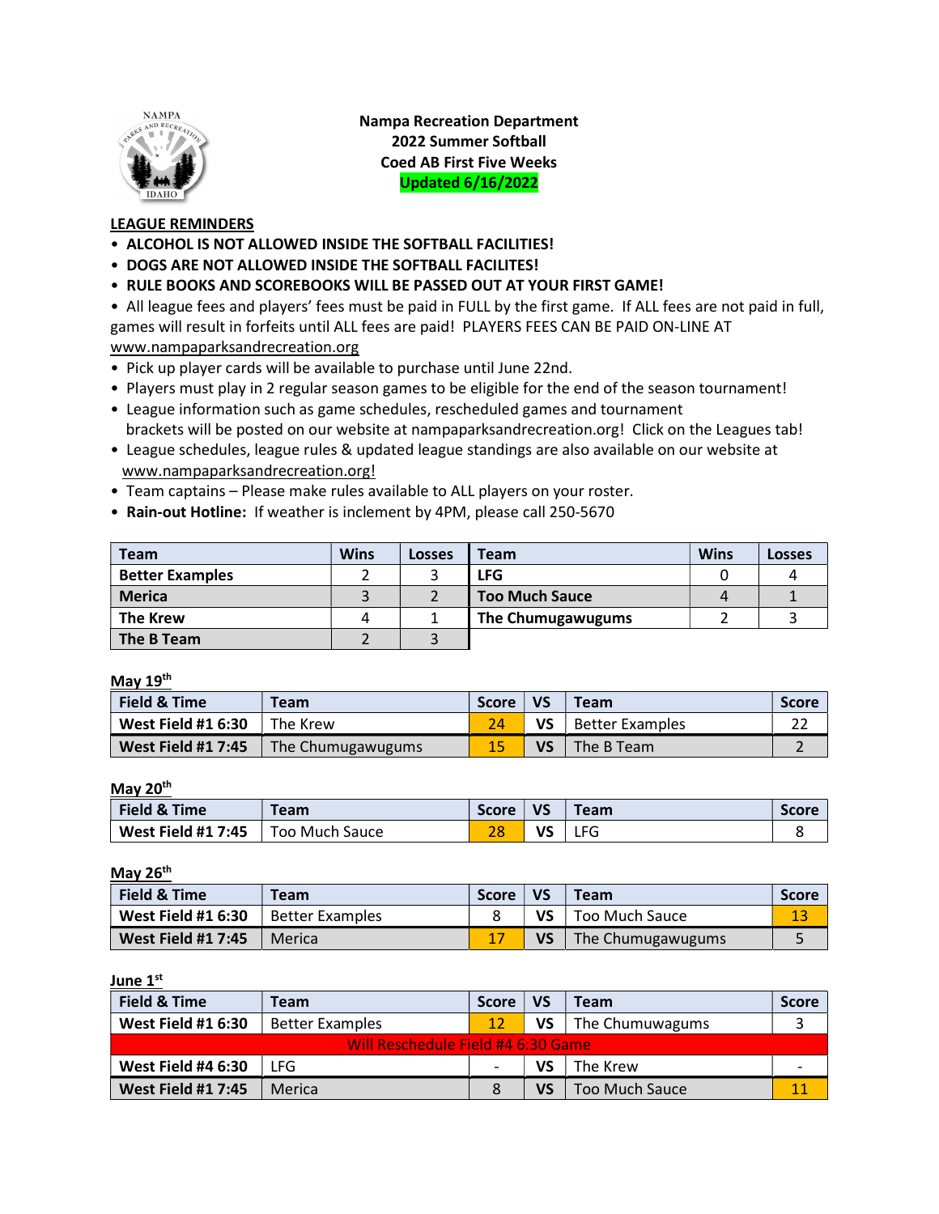**Nampa Recreation Department**
**2022 Summer Softball**
**Coed AB First Five Weeks**
**Updated 6/16/2022**

**LEAGUE REMINDERS**

- **ALCOHOL IS NOT ALLOWED INSIDE THE SOFTBALL FACILITIES!**
- **DOGS ARE NOT ALLOWED INSIDE THE SOFTBALL FACILITES!**
- **RULE BOOKS AND SCOREBOOKS WILL BE PASSED OUT AT YOUR FIRST GAME!**
- All league fees and players' fees must be paid in FULL by the first game. If ALL fees are not paid in full, games will result in forfeits until ALL fees are paid! PLAYERS FEES CAN BE PAID ON-LINE AT www.nampaparksandrecreation.org
- Pick up player cards will be available to purchase until June 22nd.
- Players must play in 2 regular season games to be eligible for the end of the season tournament!
- League information such as game schedules, rescheduled games and tournament brackets will be posted on our website at nampaparksandrecreation.org! Click on the Leagues tab!
- League schedules, league rules & updated league standings are also available on our website at www.nampaparksandrecreation.org!
- Team captains – Please make rules available to ALL players on your roster.
- **Rain-out Hotline:** If weather is inclement by 4PM, please call 250-5670

| Team | Wins | Losses | Team | Wins | Losses |
|---|---|---|---|---|---|
| **Better Examples** | 2 | 3 | **LFG** | 0 | 4 |
| **Merica** | 3 | 2 | **Too Much Sauce** | 4 | 1 |
| **The Krew** | 4 | 1 | **The Chumugawugums** | 2 | 3 |
| **The B Team** | 2 | 3 | | | |

**May 19th**

| Field & Time | Team | Score | VS | Team | Score |
|---|---|---|---|---|---|
| **West Field #1 6:30** | The Krew | 24 | **VS** | Better Examples | 22 |
| **West Field #1 7:45** | The Chumugawugums | 15 | **VS** | The B Team | 2 |

**May 20th**

| Field & Time | Team | Score | VS | Team | Score |
|---|---|---|---|---|---|
| **West Field #1 7:45** | Too Much Sauce | 28 | **VS** | LFG | 8 |

**May 26th**

| Field & Time | Team | Score | VS | Team | Score |
|---|---|---|---|---|---|
| **West Field #1 6:30** | Better Examples | 8 | **VS** | Too Much Sauce | 13 |
| **West Field #1 7:45** | Merica | 17 | **VS** | The Chumugawugums | 5 |

**June 1st**

| Field & Time | Team | Score | VS | Team | Score |
|---|---|---|---|---|---|
| **West Field #1 6:30** | Better Examples | 12 | **VS** | The Chumuwagums | 3 |
| Will Reschedule Field #4 6:30 Game | | | | | |
| **West Field #4 6:30** | LFG | - | **VS** | The Krew | - |
| **West Field #1 7:45** | Merica | 8 | **VS** | Too Much Sauce | 11 |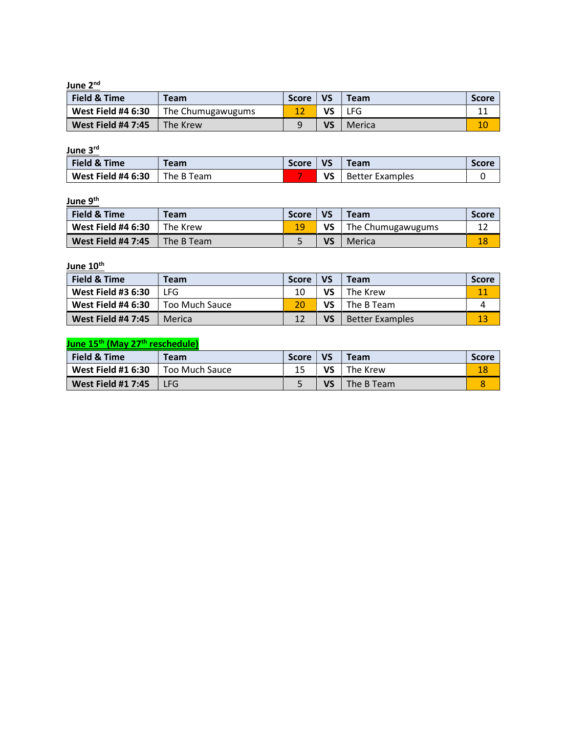**June 2nd**

| Field & Time | Team | Score | VS | Team | Score |
|---|---|---|---|---|---|
| West Field #4 6:30 | The Chumugawugums | 12 | VS | LFG | 11 |
| West Field #4 7:45 | The Krew | 9 | VS | Merica | 10 |

**June 3rd**

| Field & Time | Team | Score | VS | Team | Score |
|---|---|---|---|---|---|
| West Field #4 6:30 | The B Team | 7 | VS | Better Examples | 0 |

**June 9th**

| Field & Time | Team | Score | VS | Team | Score |
|---|---|---|---|---|---|
| West Field #4 6:30 | The Krew | 19 | VS | The Chumugawugums | 12 |
| West Field #4 7:45 | The B Team | 5 | VS | Merica | 18 |

**June 10th**

| Field & Time | Team | Score | VS | Team | Score |
|---|---|---|---|---|---|
| West Field #3 6:30 | LFG | 10 | VS | The Krew | 11 |
| West Field #4 6:30 | Too Much Sauce | 20 | VS | The B Team | 4 |
| West Field #4 7:45 | Merica | 12 | VS | Better Examples | 13 |

**June 15th (May 27th reschedule)**

| Field & Time | Team | Score | VS | Team | Score |
|---|---|---|---|---|---|
| West Field #1 6:30 | Too Much Sauce | 15 | VS | The Krew | 18 |
| West Field #1 7:45 | LFG | 5 | VS | The B Team | 8 |